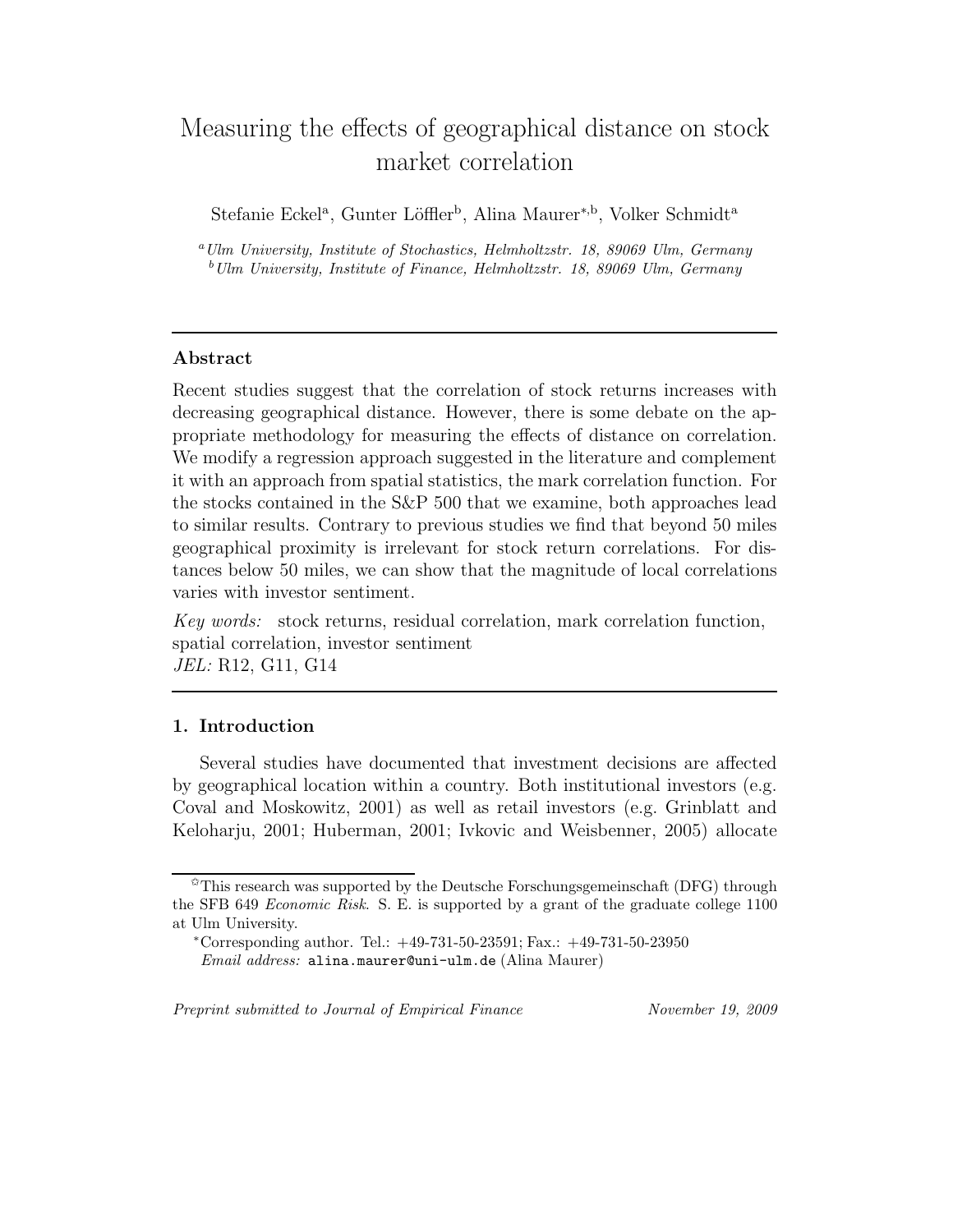# Measuring the effects of geographical distance on stock market correlation

Stefanie Eckel[a], Gunter Löffler[b], Alina Maurer[*,b], Volker Schmidt[a]

[a] *Ulm University, Institute of Stochastics, Helmholtzstr. 18, 89069 Ulm, Germany*
[b] *Ulm University, Institute of Finance, Helmholtzstr. 18, 89069 Ulm, Germany*

---

## Abstract

Recent studies suggest that the correlation of stock returns increases with decreasing geographical distance. However, there is some debate on the appropriate methodology for measuring the effects of distance on correlation. We modify a regression approach suggested in the literature and complement it with an approach from spatial statistics, the mark correlation function. For the stocks contained in the S&P 500 that we examine, both approaches lead to similar results. Contrary to previous studies we find that beyond 50 miles geographical proximity is irrelevant for stock return correlations. For distances below 50 miles, we can show that the magnitude of local correlations varies with investor sentiment.

*Key words:* stock returns, residual correlation, mark correlation function, spatial correlation, investor sentiment
*JEL:* R12, G11, G14

---

## 1. Introduction

Several studies have documented that investment decisions are affected by geographical location within a country. Both institutional investors (e.g. Coval and Moskowitz, 2001) as well as retail investors (e.g. Grinblatt and Keloharju, 2001; Huberman, 2001; Ivkovic and Weisbenner, 2005) allocate

---

☆This research was supported by the Deutsche Forschungsgemeinschaft (DFG) through the SFB 649 *Economic Risk*. S. E. is supported by a grant of the graduate college 1100 at Ulm University.

*Corresponding author. Tel.: +49-731-50-23591; Fax.: +49-731-50-23950
*Email address:* alina.maurer@uni-ulm.de (Alina Maurer)

*Preprint submitted to Journal of Empirical Finance* *November 19, 2009*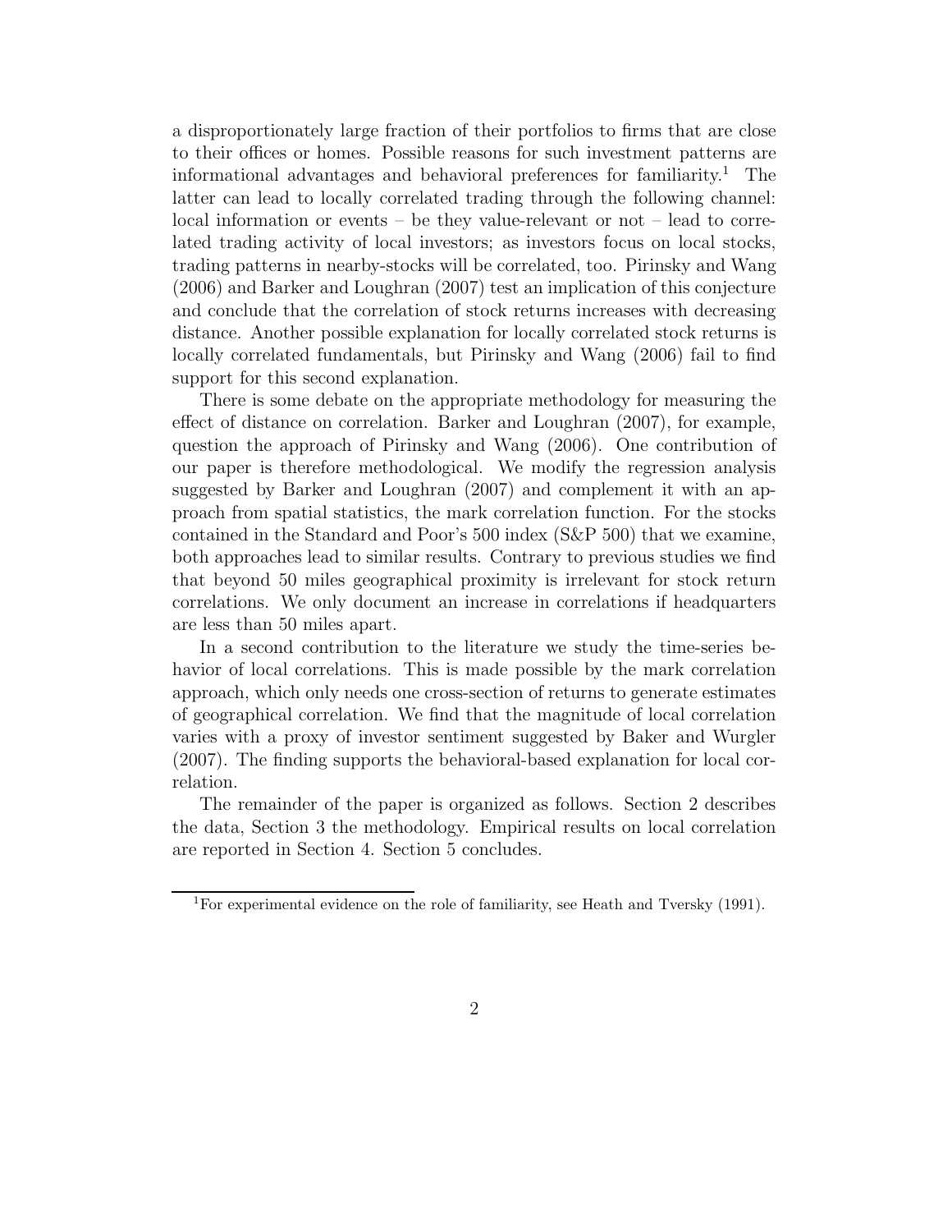a disproportionately large fraction of their portfolios to firms that are close to their offices or homes. Possible reasons for such investment patterns are informational advantages and behavioral preferences for familiarity.[1] The latter can lead to locally correlated trading through the following channel: local information or events – be they value-relevant or not – lead to correlated trading activity of local investors; as investors focus on local stocks, trading patterns in nearby-stocks will be correlated, too. Pirinsky and Wang (2006) and Barker and Loughran (2007) test an implication of this conjecture and conclude that the correlation of stock returns increases with decreasing distance. Another possible explanation for locally correlated stock returns is locally correlated fundamentals, but Pirinsky and Wang (2006) fail to find support for this second explanation.

There is some debate on the appropriate methodology for measuring the effect of distance on correlation. Barker and Loughran (2007), for example, question the approach of Pirinsky and Wang (2006). One contribution of our paper is therefore methodological. We modify the regression analysis suggested by Barker and Loughran (2007) and complement it with an approach from spatial statistics, the mark correlation function. For the stocks contained in the Standard and Poor's 500 index (S&P 500) that we examine, both approaches lead to similar results. Contrary to previous studies we find that beyond 50 miles geographical proximity is irrelevant for stock return correlations. We only document an increase in correlations if headquarters are less than 50 miles apart.

In a second contribution to the literature we study the time-series behavior of local correlations. This is made possible by the mark correlation approach, which only needs one cross-section of returns to generate estimates of geographical correlation. We find that the magnitude of local correlation varies with a proxy of investor sentiment suggested by Baker and Wurgler (2007). The finding supports the behavioral-based explanation for local correlation.

The remainder of the paper is organized as follows. Section 2 describes the data, Section 3 the methodology. Empirical results on local correlation are reported in Section 4. Section 5 concludes.

[1] For experimental evidence on the role of familiarity, see Heath and Tversky (1991).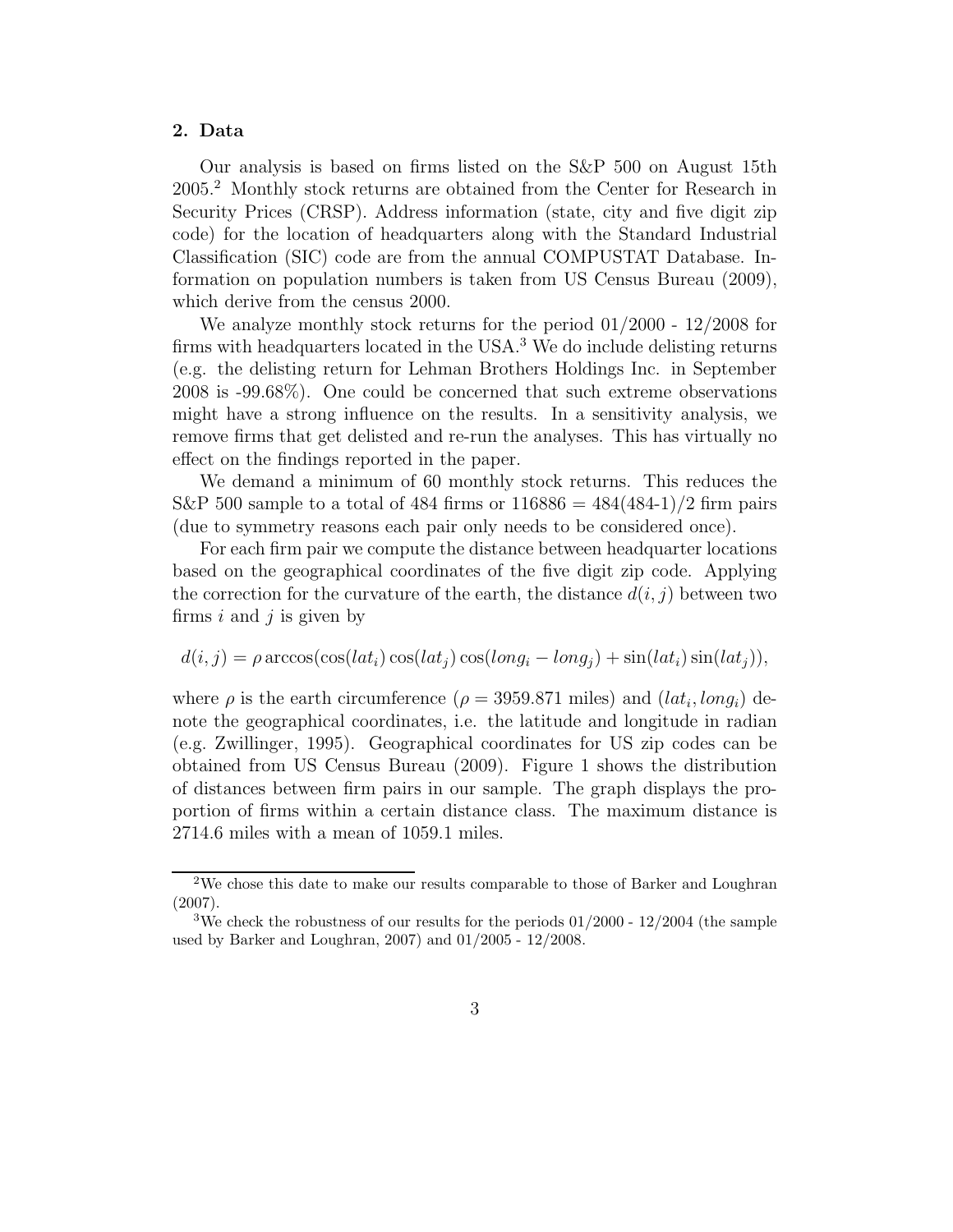## 2. Data

Our analysis is based on firms listed on the S&P 500 on August 15th 2005.[2] Monthly stock returns are obtained from the Center for Research in Security Prices (CRSP). Address information (state, city and five digit zip code) for the location of headquarters along with the Standard Industrial Classification (SIC) code are from the annual COMPUSTAT Database. Information on population numbers is taken from US Census Bureau (2009), which derive from the census 2000.

We analyze monthly stock returns for the period 01/2000 - 12/2008 for firms with headquarters located in the USA.[3] We do include delisting returns (e.g. the delisting return for Lehman Brothers Holdings Inc. in September 2008 is -99.68%). One could be concerned that such extreme observations might have a strong influence on the results. In a sensitivity analysis, we remove firms that get delisted and re-run the analyses. This has virtually no effect on the findings reported in the paper.

We demand a minimum of 60 monthly stock returns. This reduces the S&P 500 sample to a total of 484 firms or $116886 = 484(484\text{-}1)/2$ firm pairs (due to symmetry reasons each pair only needs to be considered once).

For each firm pair we compute the distance between headquarter locations based on the geographical coordinates of the five digit zip code. Applying the correction for the curvature of the earth, the distance $d(i, j)$ between two firms $i$ and $j$ is given by

$$d(i, j) = \rho \arccos(\cos(lat_i) \cos(lat_j) \cos(long_i - long_j) + \sin(lat_i) \sin(lat_j)),$$

where $\rho$ is the earth circumference ($\rho = 3959.871$ miles) and $(lat_i, long_i)$ denote the geographical coordinates, i.e. the latitude and longitude in radian (e.g. Zwillinger, 1995). Geographical coordinates for US zip codes can be obtained from US Census Bureau (2009). Figure 1 shows the distribution of distances between firm pairs in our sample. The graph displays the proportion of firms within a certain distance class. The maximum distance is 2714.6 miles with a mean of 1059.1 miles.

---

[2] We chose this date to make our results comparable to those of Barker and Loughran (2007).

[3] We check the robustness of our results for the periods 01/2000 - 12/2004 (the sample used by Barker and Loughran, 2007) and 01/2005 - 12/2008.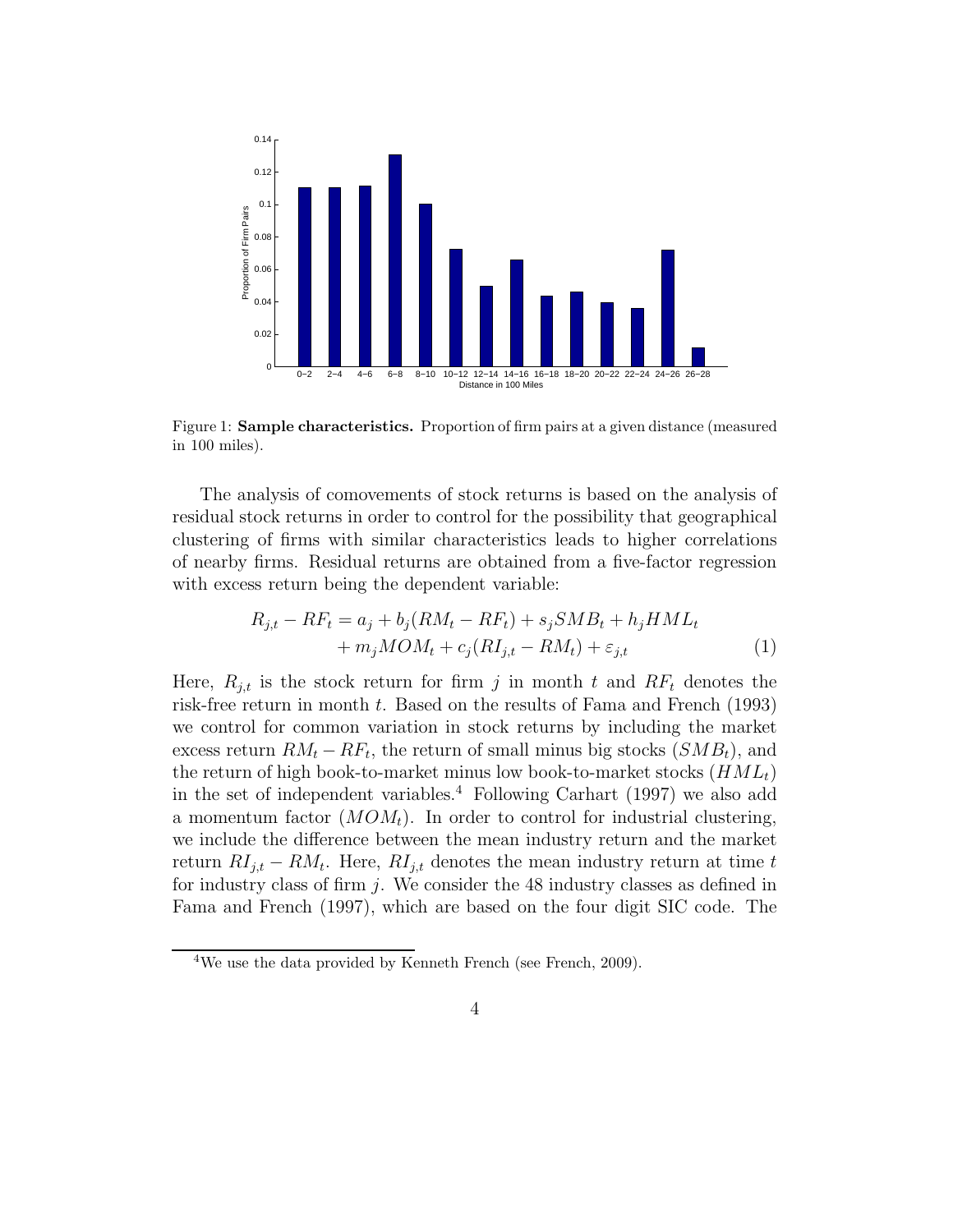Figure 1: **Sample characteristics.** Proportion of firm pairs at a given distance (measured in 100 miles).

The analysis of comovements of stock returns is based on the analysis of residual stock returns in order to control for the possibility that geographical clustering of firms with similar characteristics leads to higher correlations of nearby firms. Residual returns are obtained from a five-factor regression with excess return being the dependent variable:

$$
\begin{aligned}
R_{j,t} - RF_t = a_j &+ b_j(RM_t - RF_t) + s_j SMB_t + h_j HML_t \\
&+ m_j MOM_t + c_j(RI_{j,t} - RM_t) + \varepsilon_{j,t}
\end{aligned}
\tag{1}
$$

Here, $R_{j,t}$ is the stock return for firm $j$ in month $t$ and $RF_t$ denotes the risk-free return in month $t$. Based on the results of Fama and French (1993) we control for common variation in stock returns by including the market excess return $RM_t - RF_t$, the return of small minus big stocks ($SMB_t$), and the return of high book-to-market minus low book-to-market stocks ($HML_t$) in the set of independent variables.[4] Following Carhart (1997) we also add a momentum factor ($MOM_t$). In order to control for industrial clustering, we include the difference between the mean industry return and the market return $RI_{j,t} - RM_t$. Here, $RI_{j,t}$ denotes the mean industry return at time $t$ for industry class of firm $j$. We consider the 48 industry classes as defined in Fama and French (1997), which are based on the four digit SIC code. The

[4] We use the data provided by Kenneth French (see French, 2009).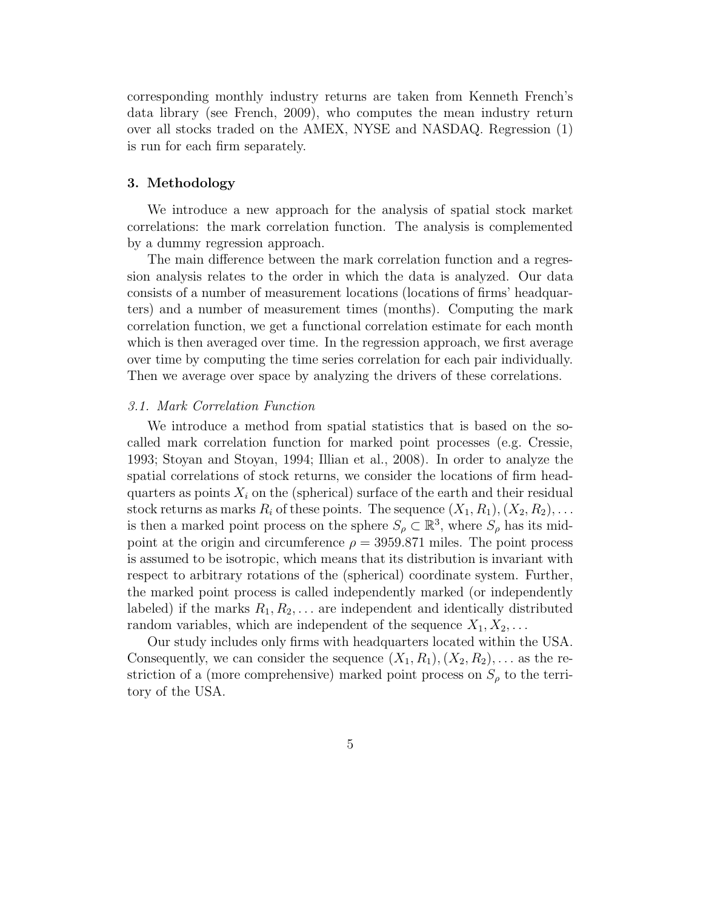corresponding monthly industry returns are taken from Kenneth French's data library (see French, 2009), who computes the mean industry return over all stocks traded on the AMEX, NYSE and NASDAQ. Regression (1) is run for each firm separately.

## 3. Methodology

We introduce a new approach for the analysis of spatial stock market correlations: the mark correlation function. The analysis is complemented by a dummy regression approach.

The main difference between the mark correlation function and a regression analysis relates to the order in which the data is analyzed. Our data consists of a number of measurement locations (locations of firms' headquarters) and a number of measurement times (months). Computing the mark correlation function, we get a functional correlation estimate for each month which is then averaged over time. In the regression approach, we first average over time by computing the time series correlation for each pair individually. Then we average over space by analyzing the drivers of these correlations.

### *3.1. Mark Correlation Function*

We introduce a method from spatial statistics that is based on the so-called mark correlation function for marked point processes (e.g. Cressie, 1993; Stoyan and Stoyan, 1994; Illian et al., 2008). In order to analyze the spatial correlations of stock returns, we consider the locations of firm headquarters as points $X_i$ on the (spherical) surface of the earth and their residual stock returns as marks $R_i$ of these points. The sequence $(X_1, R_1), (X_2, R_2), \ldots$ is then a marked point process on the sphere $S_\rho \subset \mathbb{R}^3$, where $S_\rho$ has its midpoint at the origin and circumference $\rho = 3959.871$ miles. The point process is assumed to be isotropic, which means that its distribution is invariant with respect to arbitrary rotations of the (spherical) coordinate system. Further, the marked point process is called independently marked (or independently labeled) if the marks $R_1, R_2, \ldots$ are independent and identically distributed random variables, which are independent of the sequence $X_1, X_2, \ldots$

Our study includes only firms with headquarters located within the USA. Consequently, we can consider the sequence $(X_1, R_1), (X_2, R_2), \ldots$ as the restriction of a (more comprehensive) marked point process on $S_\rho$ to the territory of the USA.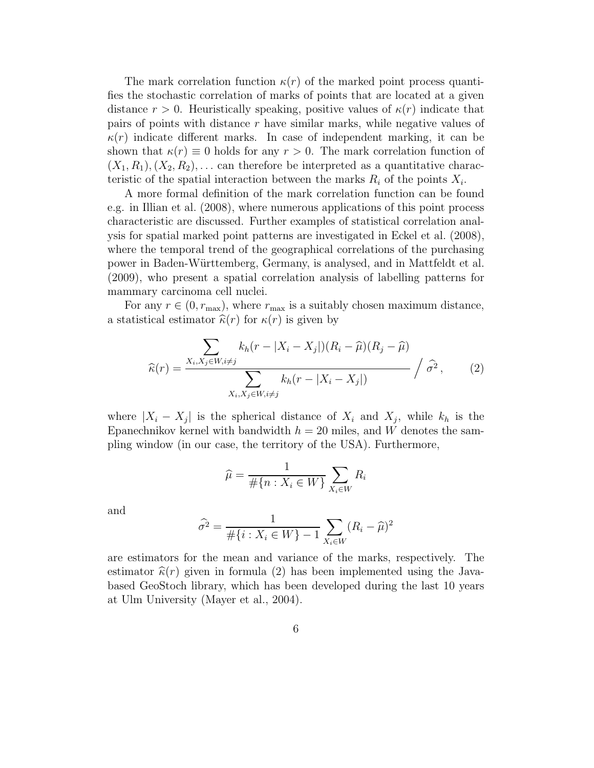The mark correlation function $\kappa(r)$ of the marked point process quantifies the stochastic correlation of marks of points that are located at a given distance $r > 0$. Heuristically speaking, positive values of $\kappa(r)$ indicate that pairs of points with distance $r$ have similar marks, while negative values of $\kappa(r)$ indicate different marks. In case of independent marking, it can be shown that $\kappa(r) \equiv 0$ holds for any $r > 0$. The mark correlation function of $(X_1, R_1), (X_2, R_2), \ldots$ can therefore be interpreted as a quantitative characteristic of the spatial interaction between the marks $R_i$ of the points $X_i$.

A more formal definition of the mark correlation function can be found e.g. in Illian et al. (2008), where numerous applications of this point process characteristic are discussed. Further examples of statistical correlation analysis for spatial marked point patterns are investigated in Eckel et al. (2008), where the temporal trend of the geographical correlations of the purchasing power in Baden-Württemberg, Germany, is analysed, and in Mattfeldt et al. (2009), who present a spatial correlation analysis of labelling patterns for mammary carcinoma cell nuclei.

For any $r \in (0, r_{\max})$, where $r_{\max}$ is a suitably chosen maximum distance, a statistical estimator $\widehat{\kappa}(r)$ for $\kappa(r)$ is given by

$$\widehat{\kappa}(r) = \frac{\sum\limits_{X_i, X_j \in W, i \neq j} k_h(r - |X_i - X_j|)(R_i - \widehat{\mu})(R_j - \widehat{\mu})}{\sum\limits_{X_i, X_j \in W, i \neq j} k_h(r - |X_i - X_j|)} \Big/ \widehat{\sigma^2}, \qquad (2)$$

where $|X_i - X_j|$ is the spherical distance of $X_i$ and $X_j$, while $k_h$ is the Epanechnikov kernel with bandwidth $h = 20$ miles, and $W$ denotes the sampling window (in our case, the territory of the USA). Furthermore,

$$\widehat{\mu} = \frac{1}{\#\{n : X_i \in W\}} \sum_{X_i \in W} R_i$$

and

$$\widehat{\sigma^2} = \frac{1}{\#\{i : X_i \in W\} - 1} \sum_{X_i \in W} (R_i - \widehat{\mu})^2$$

are estimators for the mean and variance of the marks, respectively. The estimator $\widehat{\kappa}(r)$ given in formula (2) has been implemented using the Java-based GeoStoch library, which has been developed during the last 10 years at Ulm University (Mayer et al., 2004).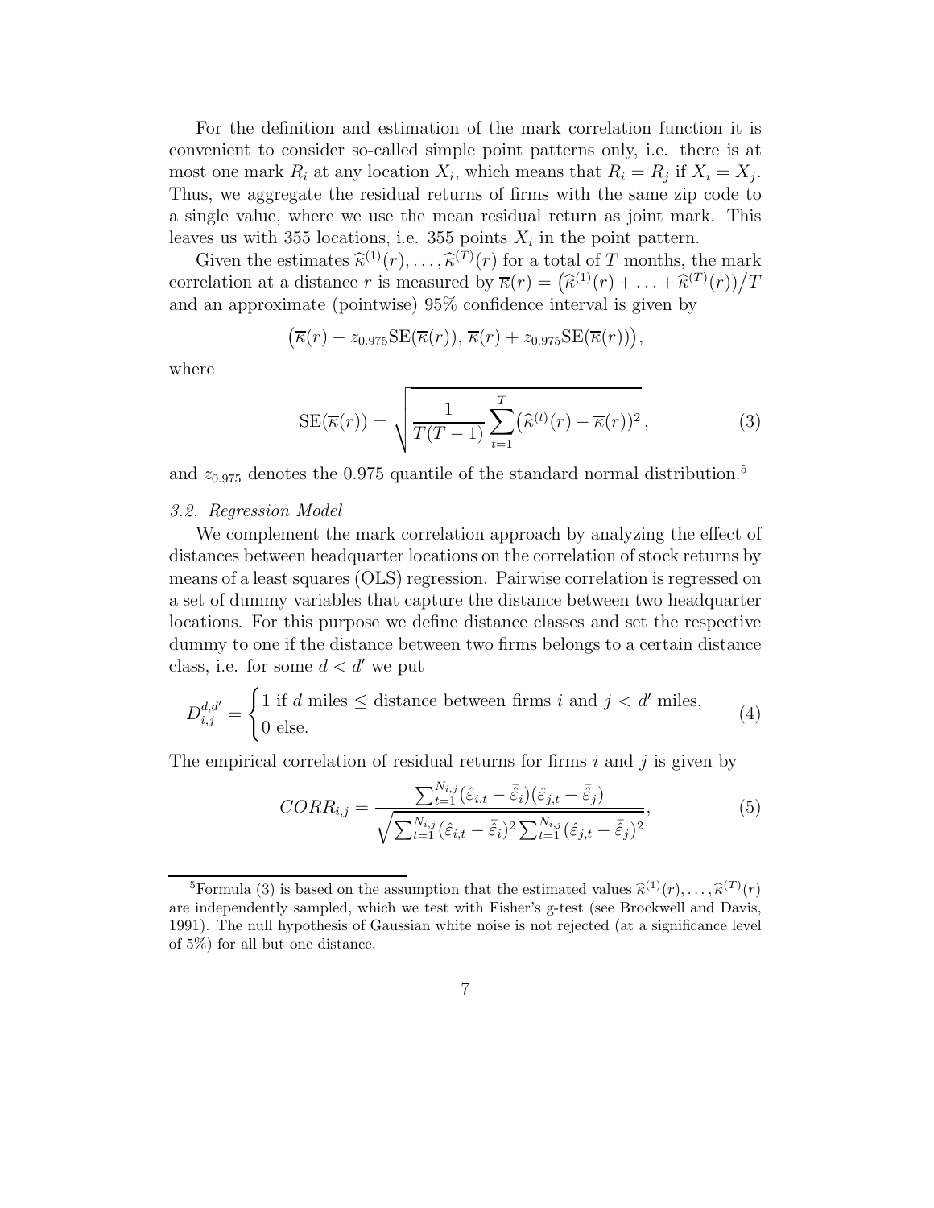For the definition and estimation of the mark correlation function it is convenient to consider so-called simple point patterns only, i.e. there is at most one mark $R_i$ at any location $X_i$, which means that $R_i = R_j$ if $X_i = X_j$. Thus, we aggregate the residual returns of firms with the same zip code to a single value, where we use the mean residual return as joint mark. This leaves us with 355 locations, i.e. 355 points $X_i$ in the point pattern.

Given the estimates $\widehat{\kappa}^{(1)}(r), \ldots, \widehat{\kappa}^{(T)}(r)$ for a total of $T$ months, the mark correlation at a distance $r$ is measured by $\overline{\kappa}(r) = \big(\widehat{\kappa}^{(1)}(r) + \ldots + \widehat{\kappa}^{(T)}(r)\big)/T$ and an approximate (pointwise) 95% confidence interval is given by

$$\big(\overline{\kappa}(r) - z_{0.975}\mathrm{SE}(\overline{\kappa}(r)),\, \overline{\kappa}(r) + z_{0.975}\mathrm{SE}(\overline{\kappa}(r))\big),$$

where

$$\mathrm{SE}(\overline{\kappa}(r)) = \sqrt{\frac{1}{T(T-1)} \sum_{t=1}^{T} \big(\widehat{\kappa}^{(t)}(r) - \overline{\kappa}(r)\big)^2}\,, \tag{3}$$

and $z_{0.975}$ denotes the 0.975 quantile of the standard normal distribution.[5]

*3.2. Regression Model*

We complement the mark correlation approach by analyzing the effect of distances between headquarter locations on the correlation of stock returns by means of a least squares (OLS) regression. Pairwise correlation is regressed on a set of dummy variables that capture the distance between two headquarter locations. For this purpose we define distance classes and set the respective dummy to one if the distance between two firms belongs to a certain distance class, i.e. for some $d < d'$ we put

$$D_{i,j}^{d,d'} = \begin{cases} 1 \text{ if } d \text{ miles} \leq \text{distance between firms } i \text{ and } j < d' \text{ miles}, \\ 0 \text{ else.} \end{cases} \tag{4}$$

The empirical correlation of residual returns for firms $i$ and $j$ is given by

$$CORR_{i,j} = \frac{\sum_{t=1}^{N_{i,j}} (\hat{\varepsilon}_{i,t} - \bar{\hat{\varepsilon}}_i)(\hat{\varepsilon}_{j,t} - \bar{\hat{\varepsilon}}_j)}{\sqrt{\sum_{t=1}^{N_{i,j}} (\hat{\varepsilon}_{i,t} - \bar{\hat{\varepsilon}}_i)^2 \sum_{t=1}^{N_{i,j}} (\hat{\varepsilon}_{j,t} - \bar{\hat{\varepsilon}}_j)^2}}, \tag{5}$$

[5] Formula (3) is based on the assumption that the estimated values $\widehat{\kappa}^{(1)}(r), \ldots, \widehat{\kappa}^{(T)}(r)$ are independently sampled, which we test with Fisher's g-test (see Brockwell and Davis, 1991). The null hypothesis of Gaussian white noise is not rejected (at a significance level of 5%) for all but one distance.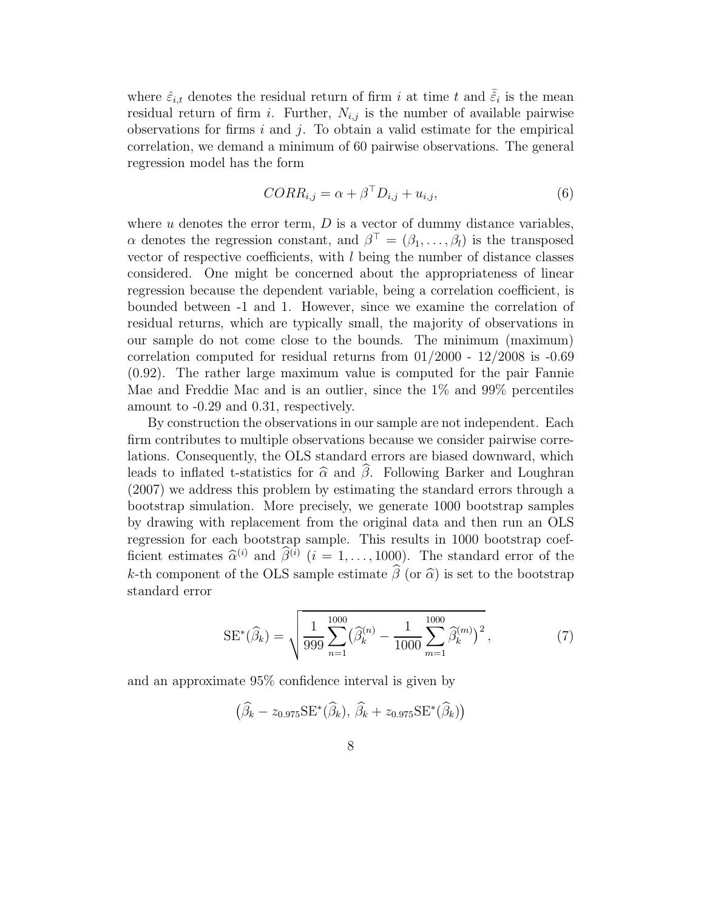where $\hat{\varepsilon}_{i,t}$ denotes the residual return of firm $i$ at time $t$ and $\bar{\hat{\varepsilon}}_i$ is the mean residual return of firm $i$. Further, $N_{i,j}$ is the number of available pairwise observations for firms $i$ and $j$. To obtain a valid estimate for the empirical correlation, we demand a minimum of 60 pairwise observations. The general regression model has the form

$$CORR_{i,j} = \alpha + \beta^\top D_{i,j} + u_{i,j}, \tag{6}$$

where $u$ denotes the error term, $D$ is a vector of dummy distance variables, $\alpha$ denotes the regression constant, and $\beta^\top = (\beta_1, \ldots, \beta_l)$ is the transposed vector of respective coefficients, with $l$ being the number of distance classes considered. One might be concerned about the appropriateness of linear regression because the dependent variable, being a correlation coefficient, is bounded between -1 and 1. However, since we examine the correlation of residual returns, which are typically small, the majority of observations in our sample do not come close to the bounds. The minimum (maximum) correlation computed for residual returns from 01/2000 - 12/2008 is -0.69 (0.92). The rather large maximum value is computed for the pair Fannie Mae and Freddie Mac and is an outlier, since the 1% and 99% percentiles amount to -0.29 and 0.31, respectively.

By construction the observations in our sample are not independent. Each firm contributes to multiple observations because we consider pairwise correlations. Consequently, the OLS standard errors are biased downward, which leads to inflated t-statistics for $\widehat{\alpha}$ and $\widehat{\beta}$. Following Barker and Loughran (2007) we address this problem by estimating the standard errors through a bootstrap simulation. More precisely, we generate 1000 bootstrap samples by drawing with replacement from the original data and then run an OLS regression for each bootstrap sample. This results in 1000 bootstrap coefficient estimates $\widehat{\alpha}^{(i)}$ and $\widehat{\beta}^{(i)}$ $(i = 1, \ldots, 1000)$. The standard error of the $k$-th component of the OLS sample estimate $\widehat{\beta}$ (or $\widehat{\alpha}$) is set to the bootstrap standard error

$$\mathrm{SE}^*(\widehat{\beta}_k) = \sqrt{\frac{1}{999} \sum_{n=1}^{1000} \left( \widehat{\beta}_k^{(n)} - \frac{1}{1000} \sum_{m=1}^{1000} \widehat{\beta}_k^{(m)} \right)^2}, \tag{7}$$

and an approximate 95% confidence interval is given by

$$\left( \widehat{\beta}_k - z_{0.975} \mathrm{SE}^*(\widehat{\beta}_k),\ \widehat{\beta}_k + z_{0.975} \mathrm{SE}^*(\widehat{\beta}_k) \right)$$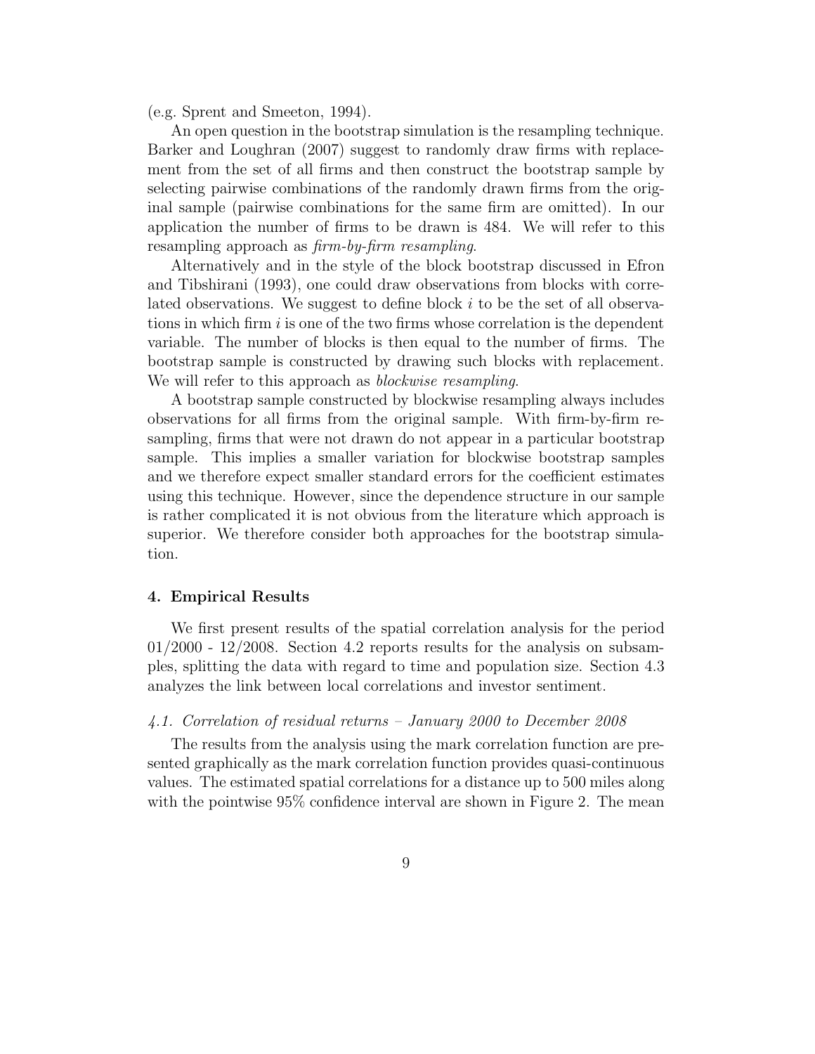(e.g. Sprent and Smeeton, 1994).

An open question in the bootstrap simulation is the resampling technique. Barker and Loughran (2007) suggest to randomly draw firms with replacement from the set of all firms and then construct the bootstrap sample by selecting pairwise combinations of the randomly drawn firms from the original sample (pairwise combinations for the same firm are omitted). In our application the number of firms to be drawn is 484. We will refer to this resampling approach as *firm-by-firm resampling*.

Alternatively and in the style of the block bootstrap discussed in Efron and Tibshirani (1993), one could draw observations from blocks with correlated observations. We suggest to define block $i$ to be the set of all observations in which firm $i$ is one of the two firms whose correlation is the dependent variable. The number of blocks is then equal to the number of firms. The bootstrap sample is constructed by drawing such blocks with replacement. We will refer to this approach as *blockwise resampling*.

A bootstrap sample constructed by blockwise resampling always includes observations for all firms from the original sample. With firm-by-firm resampling, firms that were not drawn do not appear in a particular bootstrap sample. This implies a smaller variation for blockwise bootstrap samples and we therefore expect smaller standard errors for the coefficient estimates using this technique. However, since the dependence structure in our sample is rather complicated it is not obvious from the literature which approach is superior. We therefore consider both approaches for the bootstrap simulation.

## 4. Empirical Results

We first present results of the spatial correlation analysis for the period 01/2000 - 12/2008. Section 4.2 reports results for the analysis on subsamples, splitting the data with regard to time and population size. Section 4.3 analyzes the link between local correlations and investor sentiment.

### *4.1. Correlation of residual returns – January 2000 to December 2008*

The results from the analysis using the mark correlation function are presented graphically as the mark correlation function provides quasi-continuous values. The estimated spatial correlations for a distance up to 500 miles along with the pointwise 95% confidence interval are shown in Figure 2. The mean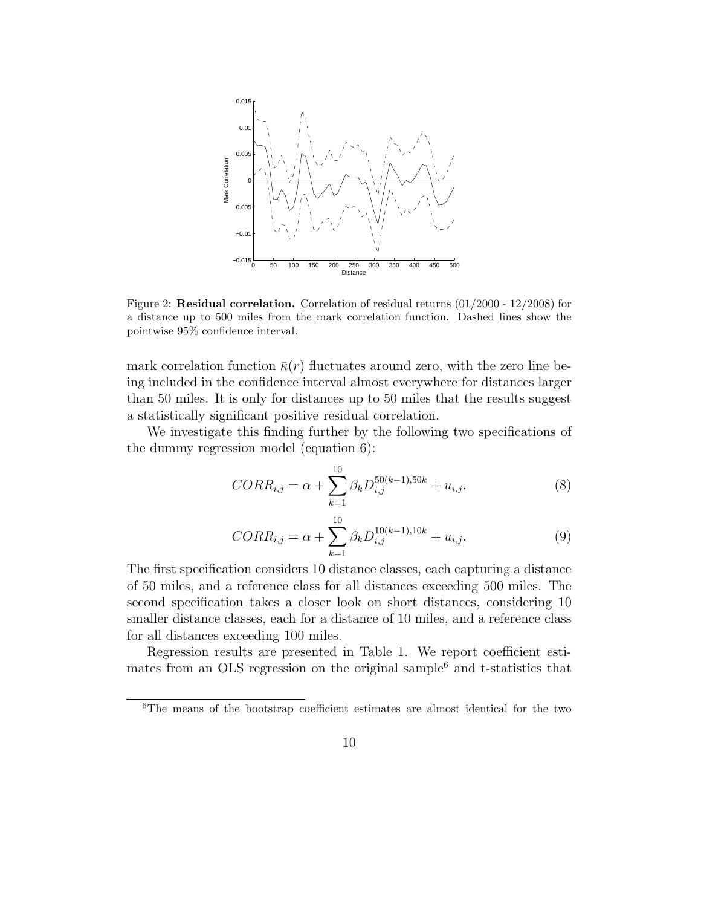Figure 2: **Residual correlation.** Correlation of residual returns (01/2000 - 12/2008) for a distance up to 500 miles from the mark correlation function. Dashed lines show the pointwise 95% confidence interval.

mark correlation function $\bar{\kappa}(r)$ fluctuates around zero, with the zero line being included in the confidence interval almost everywhere for distances larger than 50 miles. It is only for distances up to 50 miles that the results suggest a statistically significant positive residual correlation.

We investigate this finding further by the following two specifications of the dummy regression model (equation 6):

$$CORR_{i,j} = \alpha + \sum_{k=1}^{10} \beta_k D_{i,j}^{50(k-1),50k} + u_{i,j}. \tag{8}$$

$$CORR_{i,j} = \alpha + \sum_{k=1}^{10} \beta_k D_{i,j}^{10(k-1),10k} + u_{i,j}. \tag{9}$$

The first specification considers 10 distance classes, each capturing a distance of 50 miles, and a reference class for all distances exceeding 500 miles. The second specification takes a closer look on short distances, considering 10 smaller distance classes, each for a distance of 10 miles, and a reference class for all distances exceeding 100 miles.

Regression results are presented in Table 1. We report coefficient estimates from an OLS regression on the original sample[6] and t-statistics that

---

[6]The means of the bootstrap coefficient estimates are almost identical for the two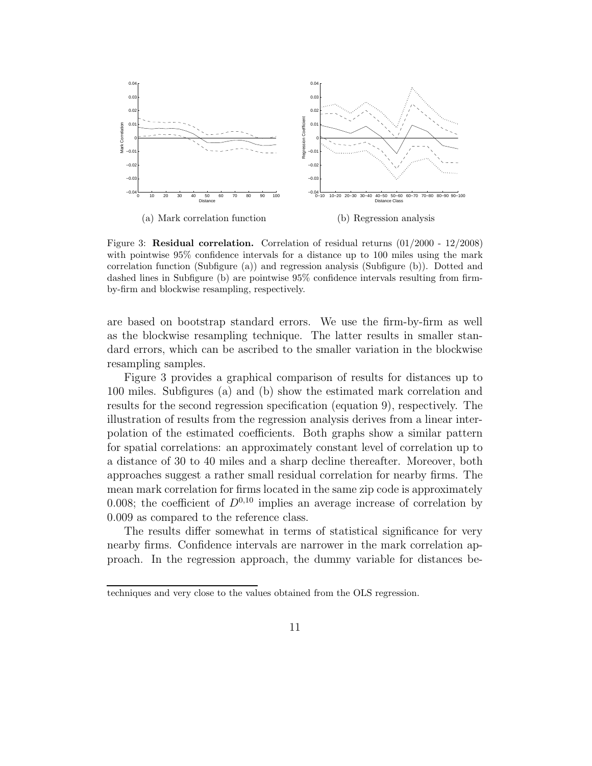(a) Mark correlation function

(b) Regression analysis

Figure 3: **Residual correlation.** Correlation of residual returns (01/2000 - 12/2008) with pointwise 95% confidence intervals for a distance up to 100 miles using the mark correlation function (Subfigure (a)) and regression analysis (Subfigure (b)). Dotted and dashed lines in Subfigure (b) are pointwise 95% confidence intervals resulting from firm-by-firm and blockwise resampling, respectively.

are based on bootstrap standard errors. We use the firm-by-firm as well as the blockwise resampling technique. The latter results in smaller standard errors, which can be ascribed to the smaller variation in the blockwise resampling samples.

Figure 3 provides a graphical comparison of results for distances up to 100 miles. Subfigures (a) and (b) show the estimated mark correlation and results for the second regression specification (equation 9), respectively. The illustration of results from the regression analysis derives from a linear interpolation of the estimated coefficients. Both graphs show a similar pattern for spatial correlations: an approximately constant level of correlation up to a distance of 30 to 40 miles and a sharp decline thereafter. Moreover, both approaches suggest a rather small residual correlation for nearby firms. The mean mark correlation for firms located in the same zip code is approximately 0.008; the coefficient of $D^{0,10}$ implies an average increase of correlation by 0.009 as compared to the reference class.

The results differ somewhat in terms of statistical significance for very nearby firms. Confidence intervals are narrower in the mark correlation approach. In the regression approach, the dummy variable for distances be-

techniques and very close to the values obtained from the OLS regression.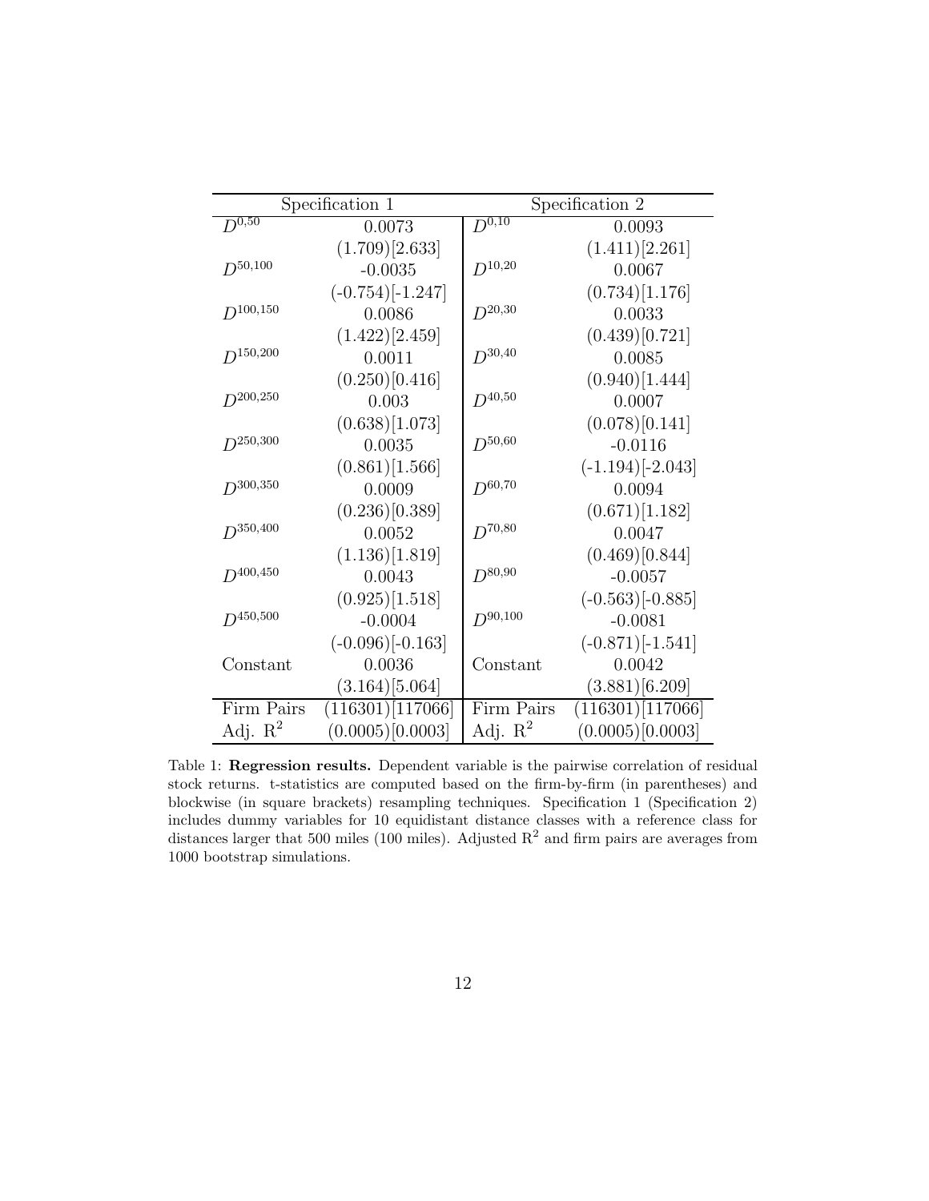| Specification 1 | | Specification 2 | |
|---|---|---|---|
| $D^{0,50}$ | 0.0073 | $D^{0,10}$ | 0.0093 |
| | (1.709)[2.633] | | (1.411)[2.261] |
| $D^{50,100}$ | -0.0035 | $D^{10,20}$ | 0.0067 |
| | (-0.754)[-1.247] | | (0.734)[1.176] |
| $D^{100,150}$ | 0.0086 | $D^{20,30}$ | 0.0033 |
| | (1.422)[2.459] | | (0.439)[0.721] |
| $D^{150,200}$ | 0.0011 | $D^{30,40}$ | 0.0085 |
| | (0.250)[0.416] | | (0.940)[1.444] |
| $D^{200,250}$ | 0.003 | $D^{40,50}$ | 0.0007 |
| | (0.638)[1.073] | | (0.078)[0.141] |
| $D^{250,300}$ | 0.0035 | $D^{50,60}$ | -0.0116 |
| | (0.861)[1.566] | | (-1.194)[-2.043] |
| $D^{300,350}$ | 0.0009 | $D^{60,70}$ | 0.0094 |
| | (0.236)[0.389] | | (0.671)[1.182] |
| $D^{350,400}$ | 0.0052 | $D^{70,80}$ | 0.0047 |
| | (1.136)[1.819] | | (0.469)[0.844] |
| $D^{400,450}$ | 0.0043 | $D^{80,90}$ | -0.0057 |
| | (0.925)[1.518] | | (-0.563)[-0.885] |
| $D^{450,500}$ | -0.0004 | $D^{90,100}$ | -0.0081 |
| | (-0.096)[-0.163] | | (-0.871)[-1.541] |
| Constant | 0.0036 | Constant | 0.0042 |
| | (3.164)[5.064] | | (3.881)[6.209] |
| Firm Pairs | (116301)[117066] | Firm Pairs | (116301)[117066] |
| Adj. $R^2$ | (0.0005)[0.0003] | Adj. $R^2$ | (0.0005)[0.0003] |

Table 1: **Regression results.** Dependent variable is the pairwise correlation of residual stock returns. t-statistics are computed based on the firm-by-firm (in parentheses) and blockwise (in square brackets) resampling techniques. Specification 1 (Specification 2) includes dummy variables for 10 equidistant distance classes with a reference class for distances larger that 500 miles (100 miles). Adjusted $R^2$ and firm pairs are averages from 1000 bootstrap simulations.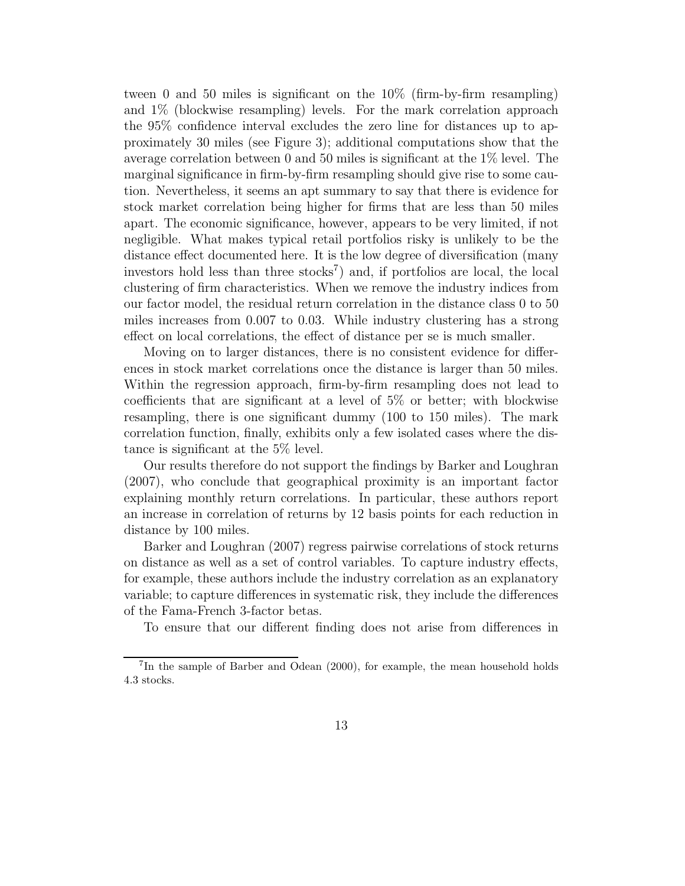tween 0 and 50 miles is significant on the 10% (firm-by-firm resampling) and 1% (blockwise resampling) levels. For the mark correlation approach the 95% confidence interval excludes the zero line for distances up to approximately 30 miles (see Figure 3); additional computations show that the average correlation between 0 and 50 miles is significant at the 1% level. The marginal significance in firm-by-firm resampling should give rise to some caution. Nevertheless, it seems an apt summary to say that there is evidence for stock market correlation being higher for firms that are less than 50 miles apart. The economic significance, however, appears to be very limited, if not negligible. What makes typical retail portfolios risky is unlikely to be the distance effect documented here. It is the low degree of diversification (many investors hold less than three stocks[7]) and, if portfolios are local, the local clustering of firm characteristics. When we remove the industry indices from our factor model, the residual return correlation in the distance class 0 to 50 miles increases from 0.007 to 0.03. While industry clustering has a strong effect on local correlations, the effect of distance per se is much smaller.

Moving on to larger distances, there is no consistent evidence for differences in stock market correlations once the distance is larger than 50 miles. Within the regression approach, firm-by-firm resampling does not lead to coefficients that are significant at a level of 5% or better; with blockwise resampling, there is one significant dummy (100 to 150 miles). The mark correlation function, finally, exhibits only a few isolated cases where the distance is significant at the 5% level.

Our results therefore do not support the findings by Barker and Loughran (2007), who conclude that geographical proximity is an important factor explaining monthly return correlations. In particular, these authors report an increase in correlation of returns by 12 basis points for each reduction in distance by 100 miles.

Barker and Loughran (2007) regress pairwise correlations of stock returns on distance as well as a set of control variables. To capture industry effects, for example, these authors include the industry correlation as an explanatory variable; to capture differences in systematic risk, they include the differences of the Fama-French 3-factor betas.

To ensure that our different finding does not arise from differences in

---

[7] In the sample of Barber and Odean (2000), for example, the mean household holds 4.3 stocks.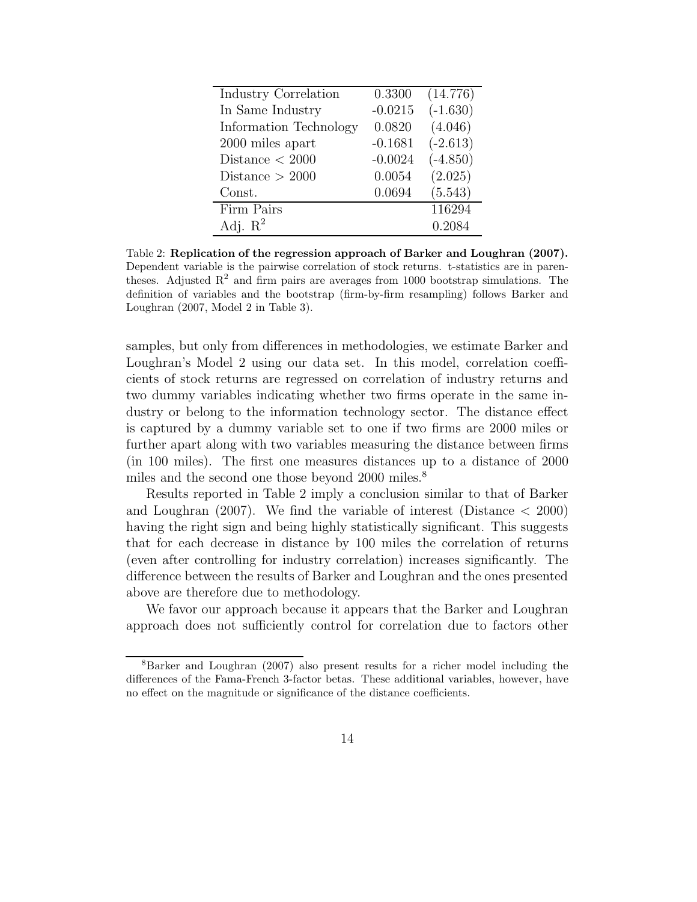| | | |
|---|---|---|
| Industry Correlation | 0.3300 | (14.776) |
| In Same Industry | -0.0215 | (-1.630) |
| Information Technology | 0.0820 | (4.046) |
| 2000 miles apart | -0.1681 | (-2.613) |
| Distance < 2000 | -0.0024 | (-4.850) |
| Distance > 2000 | 0.0054 | (2.025) |
| Const. | 0.0694 | (5.543) |
| Firm Pairs | | 116294 |
| Adj. $R^2$ | | 0.2084 |

Table 2: **Replication of the regression approach of Barker and Loughran (2007).** Dependent variable is the pairwise correlation of stock returns. t-statistics are in parentheses. Adjusted $R^2$ and firm pairs are averages from 1000 bootstrap simulations. The definition of variables and the bootstrap (firm-by-firm resampling) follows Barker and Loughran (2007, Model 2 in Table 3).

samples, but only from differences in methodologies, we estimate Barker and Loughran's Model 2 using our data set. In this model, correlation coefficients of stock returns are regressed on correlation of industry returns and two dummy variables indicating whether two firms operate in the same industry or belong to the information technology sector. The distance effect is captured by a dummy variable set to one if two firms are 2000 miles or further apart along with two variables measuring the distance between firms (in 100 miles). The first one measures distances up to a distance of 2000 miles and the second one those beyond 2000 miles.[8]

Results reported in Table 2 imply a conclusion similar to that of Barker and Loughran (2007). We find the variable of interest (Distance < 2000) having the right sign and being highly statistically significant. This suggests that for each decrease in distance by 100 miles the correlation of returns (even after controlling for industry correlation) increases significantly. The difference between the results of Barker and Loughran and the ones presented above are therefore due to methodology.

We favor our approach because it appears that the Barker and Loughran approach does not sufficiently control for correlation due to factors other

[8]Barker and Loughran (2007) also present results for a richer model including the differences of the Fama-French 3-factor betas. These additional variables, however, have no effect on the magnitude or significance of the distance coefficients.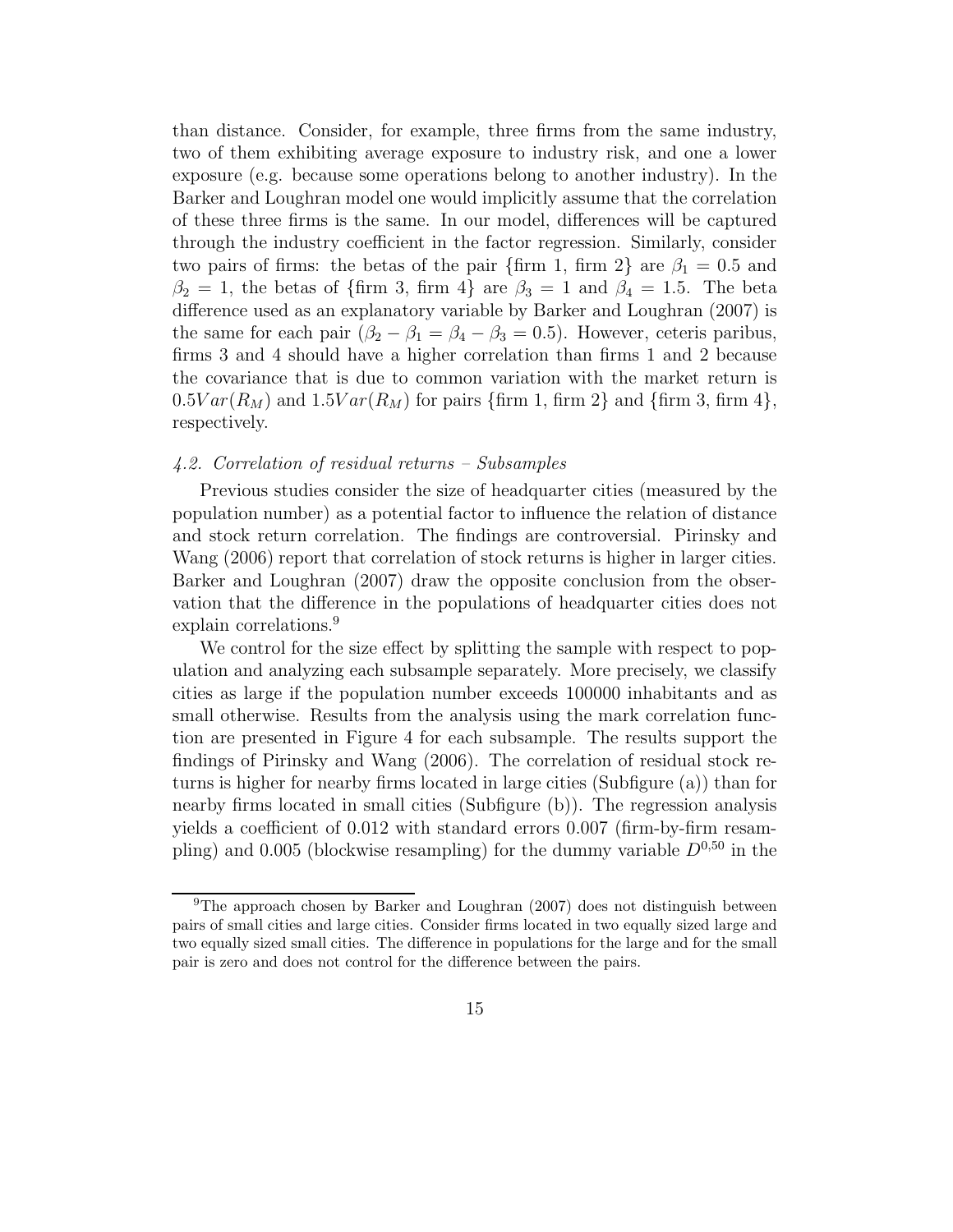than distance. Consider, for example, three firms from the same industry, two of them exhibiting average exposure to industry risk, and one a lower exposure (e.g. because some operations belong to another industry). In the Barker and Loughran model one would implicitly assume that the correlation of these three firms is the same. In our model, differences will be captured through the industry coefficient in the factor regression. Similarly, consider two pairs of firms: the betas of the pair {firm 1, firm 2} are $\beta_1 = 0.5$ and $\beta_2 = 1$, the betas of {firm 3, firm 4} are $\beta_3 = 1$ and $\beta_4 = 1.5$. The beta difference used as an explanatory variable by Barker and Loughran (2007) is the same for each pair ($\beta_2 - \beta_1 = \beta_4 - \beta_3 = 0.5$). However, ceteris paribus, firms 3 and 4 should have a higher correlation than firms 1 and 2 because the covariance that is due to common variation with the market return is $0.5Var(R_M)$ and $1.5Var(R_M)$ for pairs {firm 1, firm 2} and {firm 3, firm 4}, respectively.

### *4.2. Correlation of residual returns – Subsamples*

Previous studies consider the size of headquarter cities (measured by the population number) as a potential factor to influence the relation of distance and stock return correlation. The findings are controversial. Pirinsky and Wang (2006) report that correlation of stock returns is higher in larger cities. Barker and Loughran (2007) draw the opposite conclusion from the observation that the difference in the populations of headquarter cities does not explain correlations.[9]

We control for the size effect by splitting the sample with respect to population and analyzing each subsample separately. More precisely, we classify cities as large if the population number exceeds 100000 inhabitants and as small otherwise. Results from the analysis using the mark correlation function are presented in Figure 4 for each subsample. The results support the findings of Pirinsky and Wang (2006). The correlation of residual stock returns is higher for nearby firms located in large cities (Subfigure (a)) than for nearby firms located in small cities (Subfigure (b)). The regression analysis yields a coefficient of 0.012 with standard errors 0.007 (firm-by-firm resampling) and 0.005 (blockwise resampling) for the dummy variable $D^{0,50}$ in the

[9] The approach chosen by Barker and Loughran (2007) does not distinguish between pairs of small cities and large cities. Consider firms located in two equally sized large and two equally sized small cities. The difference in populations for the large and for the small pair is zero and does not control for the difference between the pairs.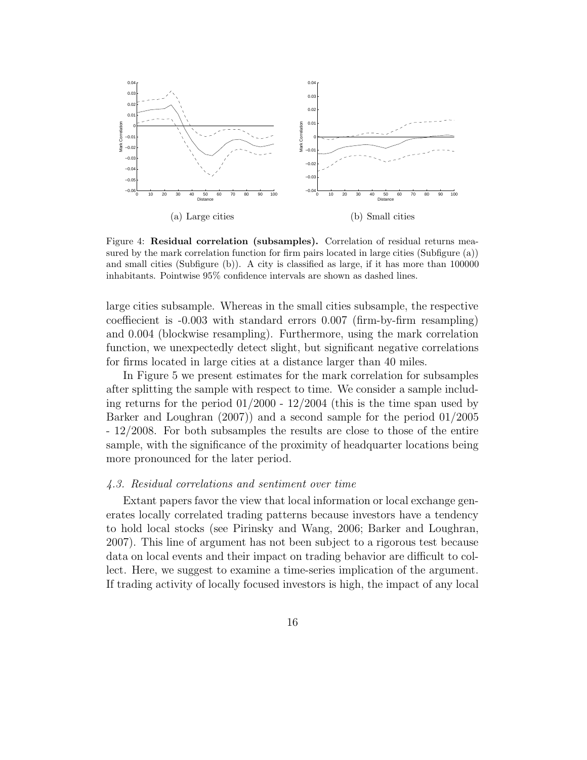(a) Large cities

(b) Small cities

Figure 4: **Residual correlation (subsamples).** Correlation of residual returns measured by the mark correlation function for firm pairs located in large cities (Subfigure (a)) and small cities (Subfigure (b)). A city is classified as large, if it has more than 100000 inhabitants. Pointwise 95% confidence intervals are shown as dashed lines.

large cities subsample. Whereas in the small cities subsample, the respective coeffiecient is -0.003 with standard errors 0.007 (firm-by-firm resampling) and 0.004 (blockwise resampling). Furthermore, using the mark correlation function, we unexpectedly detect slight, but significant negative correlations for firms located in large cities at a distance larger than 40 miles.

In Figure 5 we present estimates for the mark correlation for subsamples after splitting the sample with respect to time. We consider a sample including returns for the period 01/2000 - 12/2004 (this is the time span used by Barker and Loughran (2007)) and a second sample for the period 01/2005 - 12/2008. For both subsamples the results are close to those of the entire sample, with the significance of the proximity of headquarter locations being more pronounced for the later period.

### *4.3. Residual correlations and sentiment over time*

Extant papers favor the view that local information or local exchange generates locally correlated trading patterns because investors have a tendency to hold local stocks (see Pirinsky and Wang, 2006; Barker and Loughran, 2007). This line of argument has not been subject to a rigorous test because data on local events and their impact on trading behavior are difficult to collect. Here, we suggest to examine a time-series implication of the argument. If trading activity of locally focused investors is high, the impact of any local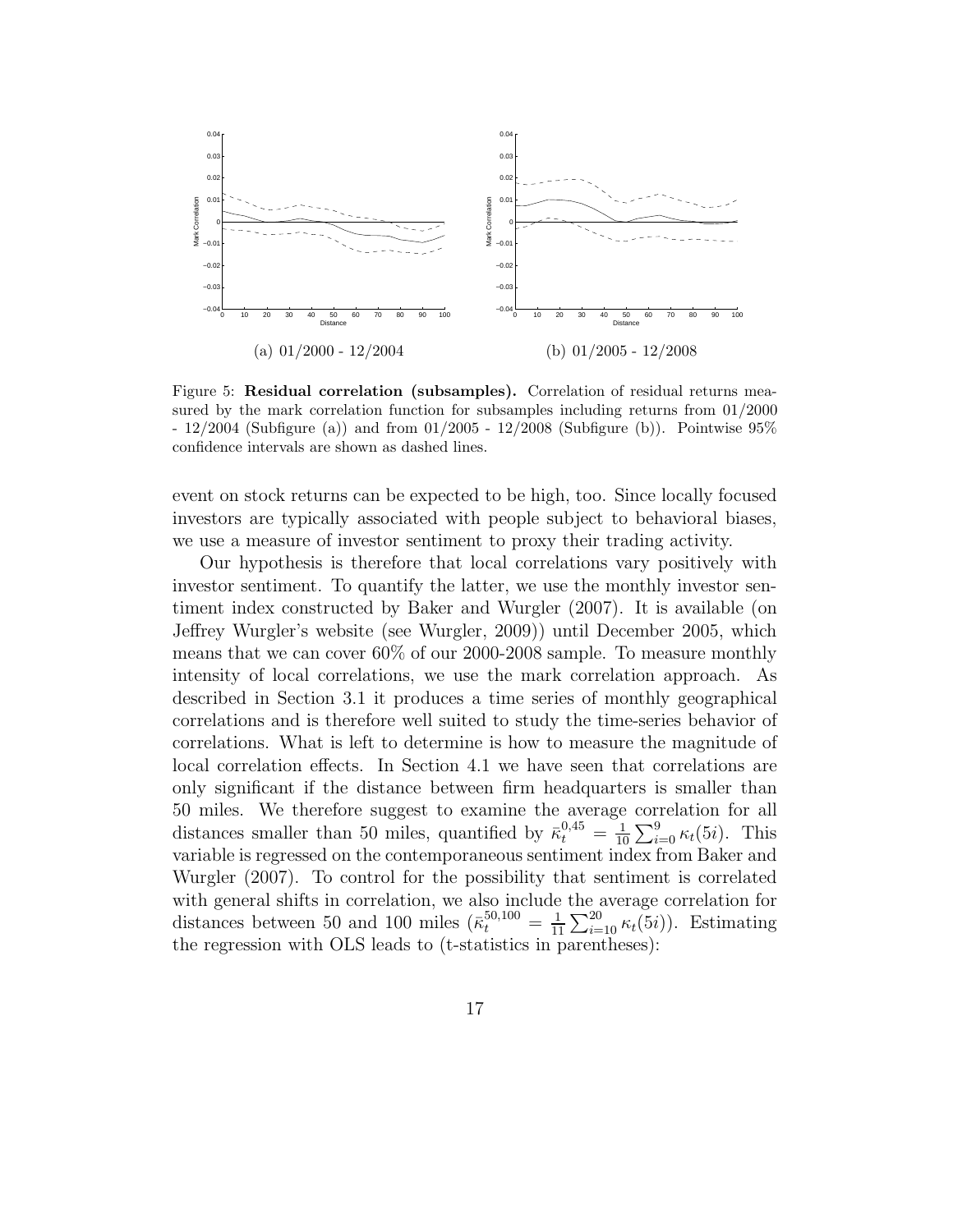(a) 01/2000 - 12/2004

(b) 01/2005 - 12/2008

Figure 5: **Residual correlation (subsamples).** Correlation of residual returns measured by the mark correlation function for subsamples including returns from 01/2000 - 12/2004 (Subfigure (a)) and from 01/2005 - 12/2008 (Subfigure (b)). Pointwise 95% confidence intervals are shown as dashed lines.

event on stock returns can be expected to be high, too. Since locally focused investors are typically associated with people subject to behavioral biases, we use a measure of investor sentiment to proxy their trading activity.

Our hypothesis is therefore that local correlations vary positively with investor sentiment. To quantify the latter, we use the monthly investor sentiment index constructed by Baker and Wurgler (2007). It is available (on Jeffrey Wurgler's website (see Wurgler, 2009)) until December 2005, which means that we can cover 60% of our 2000-2008 sample. To measure monthly intensity of local correlations, we use the mark correlation approach. As described in Section 3.1 it produces a time series of monthly geographical correlations and is therefore well suited to study the time-series behavior of correlations. What is left to determine is how to measure the magnitude of local correlation effects. In Section 4.1 we have seen that correlations are only significant if the distance between firm headquarters is smaller than 50 miles. We therefore suggest to examine the average correlation for all distances smaller than 50 miles, quantified by $\bar{\kappa}_t^{0,45} = \frac{1}{10}\sum_{i=0}^{9} \kappa_t(5i)$. This variable is regressed on the contemporaneous sentiment index from Baker and Wurgler (2007). To control for the possibility that sentiment is correlated with general shifts in correlation, we also include the average correlation for distances between 50 and 100 miles ($\bar{\kappa}_t^{50,100} = \frac{1}{11}\sum_{i=10}^{20} \kappa_t(5i)$). Estimating the regression with OLS leads to (t-statistics in parentheses):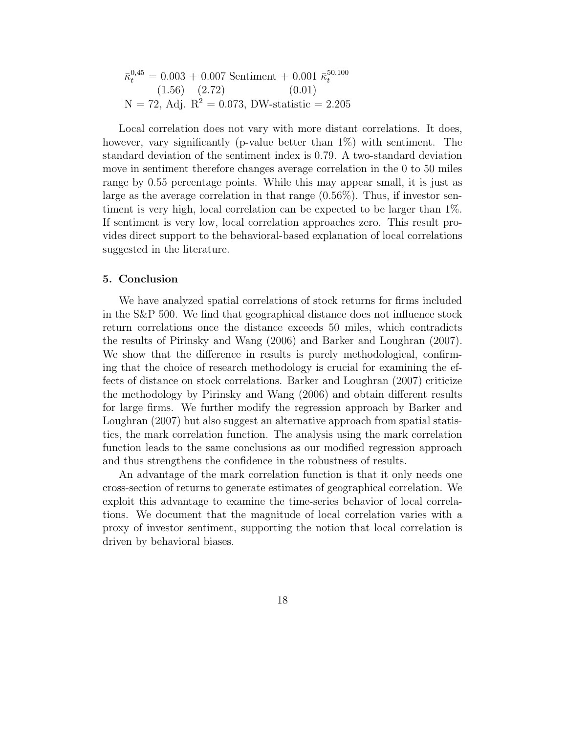$$\bar{\kappa}_t^{0,45} = \underset{(1.56)}{0.003} + \underset{(2.72)}{0.007} \text{ Sentiment} + \underset{(0.01)}{0.001} \ \bar{\kappa}_t^{50,100}$$

N = 72, Adj. $R^2 = 0.073$, DW-statistic = 2.205

Local correlation does not vary with more distant correlations. It does, however, vary significantly (p-value better than 1%) with sentiment. The standard deviation of the sentiment index is 0.79. A two-standard deviation move in sentiment therefore changes average correlation in the 0 to 50 miles range by 0.55 percentage points. While this may appear small, it is just as large as the average correlation in that range (0.56%). Thus, if investor sentiment is very high, local correlation can be expected to be larger than 1%. If sentiment is very low, local correlation approaches zero. This result provides direct support to the behavioral-based explanation of local correlations suggested in the literature.

## 5. Conclusion

We have analyzed spatial correlations of stock returns for firms included in the S&P 500. We find that geographical distance does not influence stock return correlations once the distance exceeds 50 miles, which contradicts the results of Pirinsky and Wang (2006) and Barker and Loughran (2007). We show that the difference in results is purely methodological, confirming that the choice of research methodology is crucial for examining the effects of distance on stock correlations. Barker and Loughran (2007) criticize the methodology by Pirinsky and Wang (2006) and obtain different results for large firms. We further modify the regression approach by Barker and Loughran (2007) but also suggest an alternative approach from spatial statistics, the mark correlation function. The analysis using the mark correlation function leads to the same conclusions as our modified regression approach and thus strengthens the confidence in the robustness of results.

An advantage of the mark correlation function is that it only needs one cross-section of returns to generate estimates of geographical correlation. We exploit this advantage to examine the time-series behavior of local correlations. We document that the magnitude of local correlation varies with a proxy of investor sentiment, supporting the notion that local correlation is driven by behavioral biases.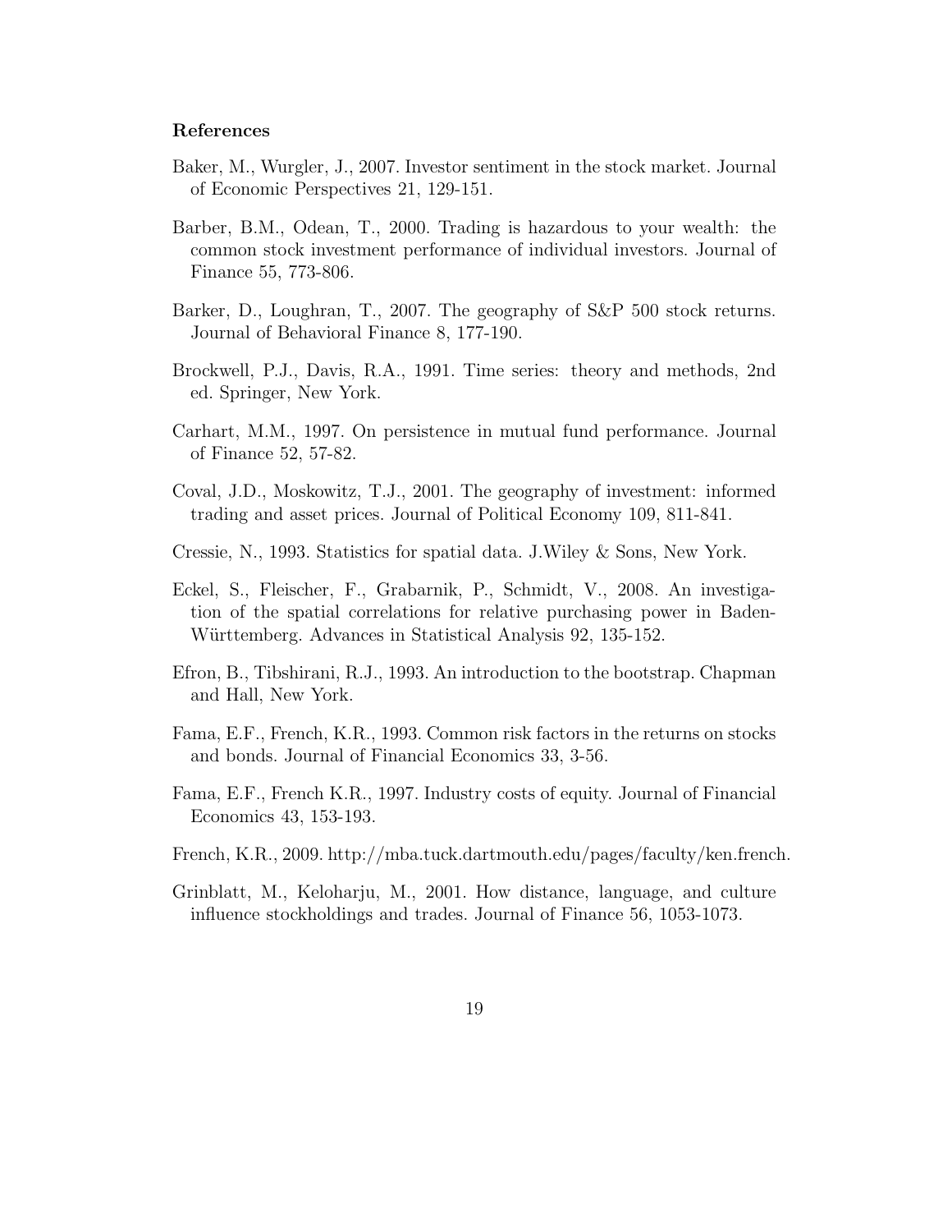**References**

Baker, M., Wurgler, J., 2007. Investor sentiment in the stock market. Journal of Economic Perspectives 21, 129-151.

Barber, B.M., Odean, T., 2000. Trading is hazardous to your wealth: the common stock investment performance of individual investors. Journal of Finance 55, 773-806.

Barker, D., Loughran, T., 2007. The geography of S&P 500 stock returns. Journal of Behavioral Finance 8, 177-190.

Brockwell, P.J., Davis, R.A., 1991. Time series: theory and methods, 2nd ed. Springer, New York.

Carhart, M.M., 1997. On persistence in mutual fund performance. Journal of Finance 52, 57-82.

Coval, J.D., Moskowitz, T.J., 2001. The geography of investment: informed trading and asset prices. Journal of Political Economy 109, 811-841.

Cressie, N., 1993. Statistics for spatial data. J.Wiley & Sons, New York.

Eckel, S., Fleischer, F., Grabarnik, P., Schmidt, V., 2008. An investigation of the spatial correlations for relative purchasing power in Baden-Württemberg. Advances in Statistical Analysis 92, 135-152.

Efron, B., Tibshirani, R.J., 1993. An introduction to the bootstrap. Chapman and Hall, New York.

Fama, E.F., French, K.R., 1993. Common risk factors in the returns on stocks and bonds. Journal of Financial Economics 33, 3-56.

Fama, E.F., French K.R., 1997. Industry costs of equity. Journal of Financial Economics 43, 153-193.

French, K.R., 2009. http://mba.tuck.dartmouth.edu/pages/faculty/ken.french.

Grinblatt, M., Keloharju, M., 2001. How distance, language, and culture influence stockholdings and trades. Journal of Finance 56, 1053-1073.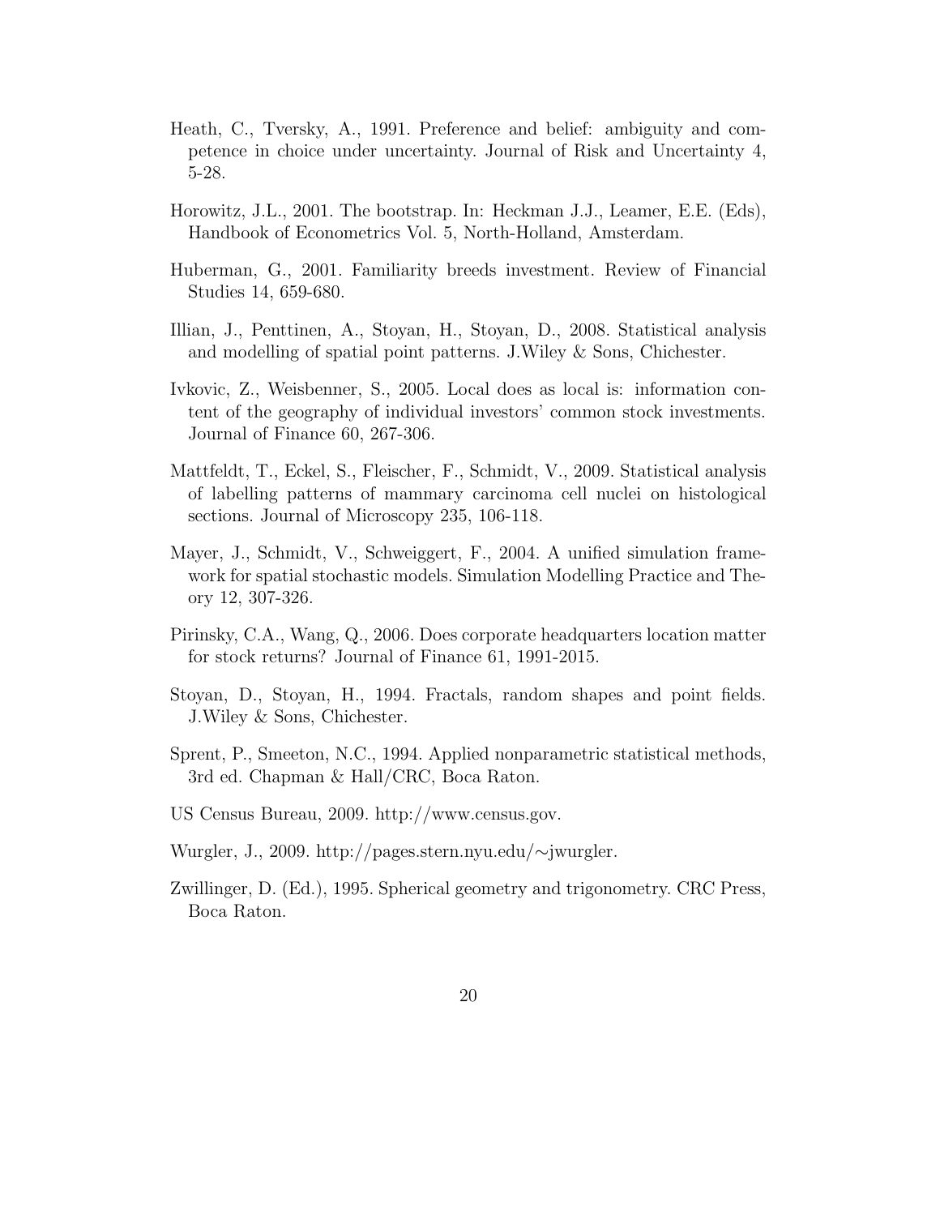Heath, C., Tversky, A., 1991. Preference and belief: ambiguity and competence in choice under uncertainty. Journal of Risk and Uncertainty 4, 5-28.

Horowitz, J.L., 2001. The bootstrap. In: Heckman J.J., Leamer, E.E. (Eds), Handbook of Econometrics Vol. 5, North-Holland, Amsterdam.

Huberman, G., 2001. Familiarity breeds investment. Review of Financial Studies 14, 659-680.

Illian, J., Penttinen, A., Stoyan, H., Stoyan, D., 2008. Statistical analysis and modelling of spatial point patterns. J.Wiley & Sons, Chichester.

Ivkovic, Z., Weisbenner, S., 2005. Local does as local is: information content of the geography of individual investors' common stock investments. Journal of Finance 60, 267-306.

Mattfeldt, T., Eckel, S., Fleischer, F., Schmidt, V., 2009. Statistical analysis of labelling patterns of mammary carcinoma cell nuclei on histological sections. Journal of Microscopy 235, 106-118.

Mayer, J., Schmidt, V., Schweiggert, F., 2004. A unified simulation framework for spatial stochastic models. Simulation Modelling Practice and Theory 12, 307-326.

Pirinsky, C.A., Wang, Q., 2006. Does corporate headquarters location matter for stock returns? Journal of Finance 61, 1991-2015.

Stoyan, D., Stoyan, H., 1994. Fractals, random shapes and point fields. J.Wiley & Sons, Chichester.

Sprent, P., Smeeton, N.C., 1994. Applied nonparametric statistical methods, 3rd ed. Chapman & Hall/CRC, Boca Raton.

US Census Bureau, 2009. http://www.census.gov.

Wurgler, J., 2009. http://pages.stern.nyu.edu/∼jwurgler.

Zwillinger, D. (Ed.), 1995. Spherical geometry and trigonometry. CRC Press, Boca Raton.